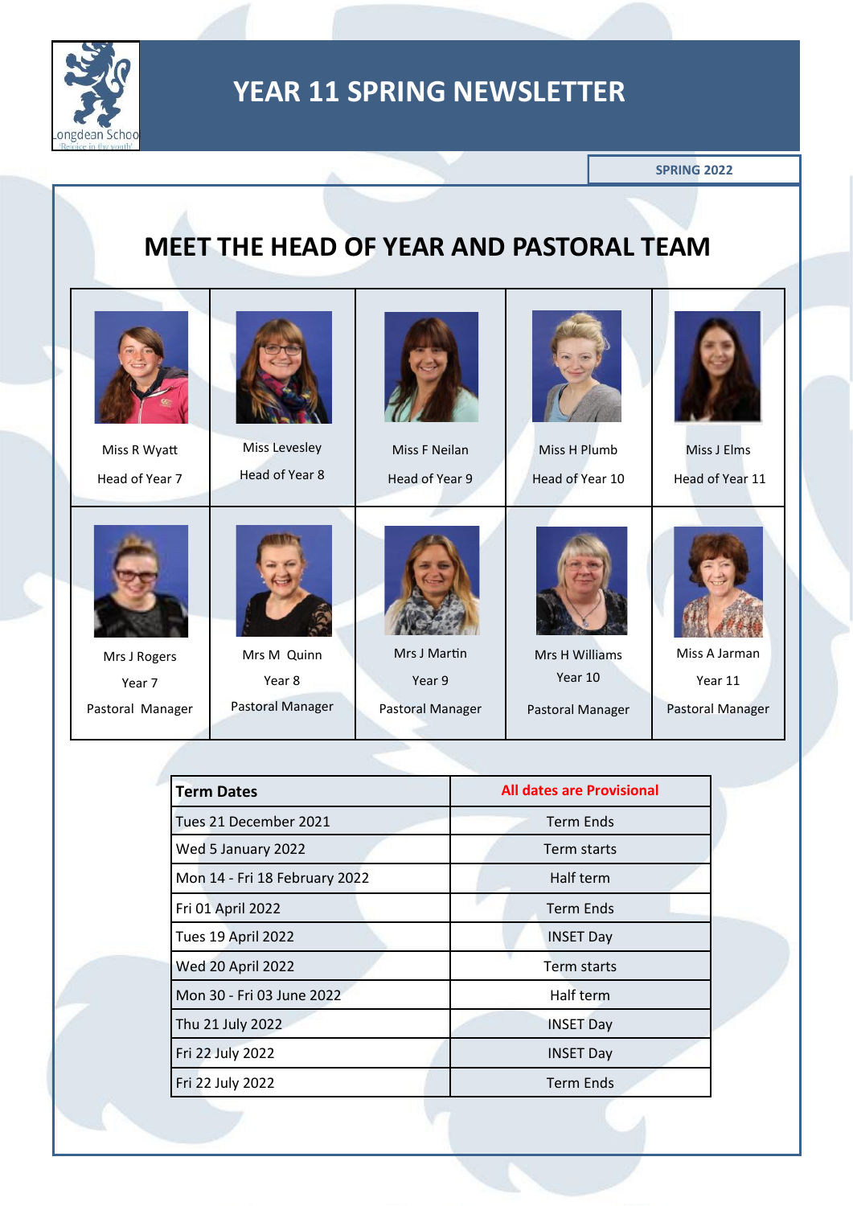# YEAR 11 SPRING NEWSLETTER

Longdean School

SPRING 2022

## MEET THE HEAD OF YEAR AND PASTORAL TEAM

| | | | | |
|---|---|---|---|---|
| Miss R Wyatt<br>Head of Year 7 | Miss Levesley<br>Head of Year 8 | Miss F Neilan<br>Head of Year 9 | Miss H Plumb<br>Head of Year 10 | Miss J Elms<br>Head of Year 11 |
| Mrs J Rogers<br>Year 7<br>Pastoral Manager | Mrs M Quinn<br>Year 8<br>Pastoral Manager | Mrs J Martin<br>Year 9<br>Pastoral Manager | Mrs H Williams<br>Year 10<br>Pastoral Manager | Miss A Jarman<br>Year 11<br>Pastoral Manager |

| **Term Dates** | **All dates are Provisional** |
|---|---|
| Tues 21 December 2021 | Term Ends |
| Wed 5 January 2022 | Term starts |
| Mon 14 - Fri 18 February 2022 | Half term |
| Fri 01 April 2022 | Term Ends |
| Tues 19 April 2022 | INSET Day |
| Wed 20 April 2022 | Term starts |
| Mon 30 - Fri 03 June 2022 | Half term |
| Thu 21 July 2022 | INSET Day |
| Fri 22 July 2022 | INSET Day |
| Fri 22 July 2022 | Term Ends |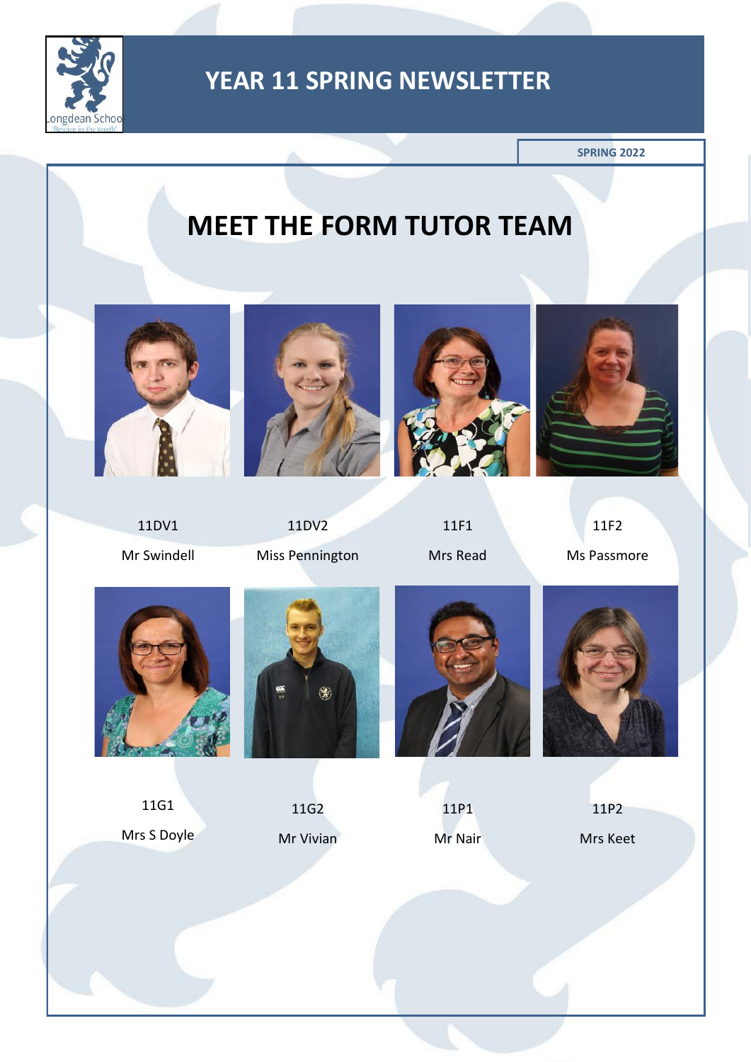# YEAR 11 SPRING NEWSLETTER

SPRING 2022

## MEET THE FORM TUTOR TEAM

| 11DV1 | 11DV2 | 11F1 | 11F2 |
|---|---|---|---|
| Mr Swindell | Miss Pennington | Mrs Read | Ms Passmore |

| 11G1 | 11G2 | 11P1 | 11P2 |
|---|---|---|---|
| Mrs S Doyle | Mr Vivian | Mr Nair | Mrs Keet |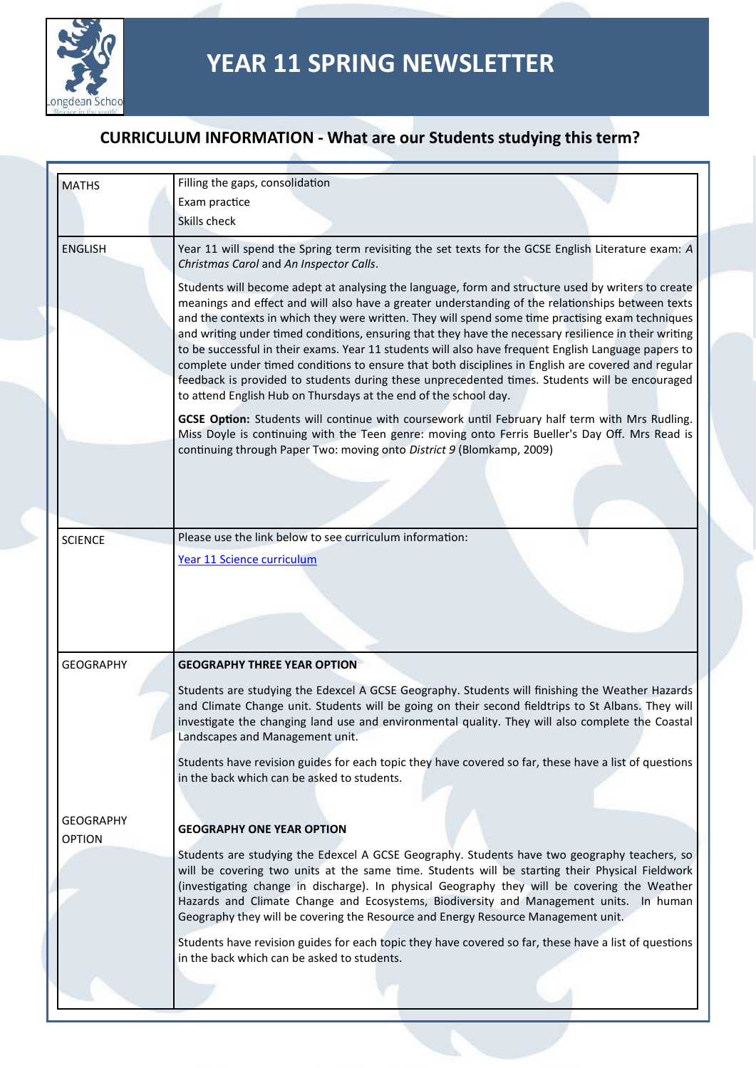# YEAR 11 SPRING NEWSLETTER

## CURRICULUM INFORMATION - What are our Students studying this term?

| | |
|---|---|
| MATHS | Filling the gaps, consolidation<br>Exam practice<br>Skills check |
| ENGLISH | Year 11 will spend the Spring term revisiting the set texts for the GCSE English Literature exam: *A Christmas Carol* and *An Inspector Calls*.<br><br>Students will become adept at analysing the language, form and structure used by writers to create meanings and effect and will also have a greater understanding of the relationships between texts and the contexts in which they were written. They will spend some time practising exam techniques and writing under timed conditions, ensuring that they have the necessary resilience in their writing to be successful in their exams. Year 11 students will also have frequent English Language papers to complete under timed conditions to ensure that both disciplines in English are covered and regular feedback is provided to students during these unprecedented times. Students will be encouraged to attend English Hub on Thursdays at the end of the school day.<br><br>**GCSE Option:** Students will continue with coursework until February half term with Mrs Rudling. Miss Doyle is continuing with the Teen genre: moving onto Ferris Bueller's Day Off. Mrs Read is continuing through Paper Two: moving onto *District 9* (Blomkamp, 2009) |
| SCIENCE | Please use the link below to see curriculum information:<br>Year 11 Science curriculum |
| GEOGRAPHY | **GEOGRAPHY THREE YEAR OPTION**<br><br>Students are studying the Edexcel A GCSE Geography. Students will finishing the Weather Hazards and Climate Change unit. Students will be going on their second fieldtrips to St Albans. They will investigate the changing land use and environmental quality. They will also complete the Coastal Landscapes and Management unit.<br><br>Students have revision guides for each topic they have covered so far, these have a list of questions in the back which can be asked to students. |
| GEOGRAPHY OPTION | **GEOGRAPHY ONE YEAR OPTION**<br><br>Students are studying the Edexcel A GCSE Geography. Students have two geography teachers, so will be covering two units at the same time. Students will be starting their Physical Fieldwork (investigating change in discharge). In physical Geography they will be covering the Weather Hazards and Climate Change and Ecosystems, Biodiversity and Management units. In human Geography they will be covering the Resource and Energy Resource Management unit.<br><br>Students have revision guides for each topic they have covered so far, these have a list of questions in the back which can be asked to students. |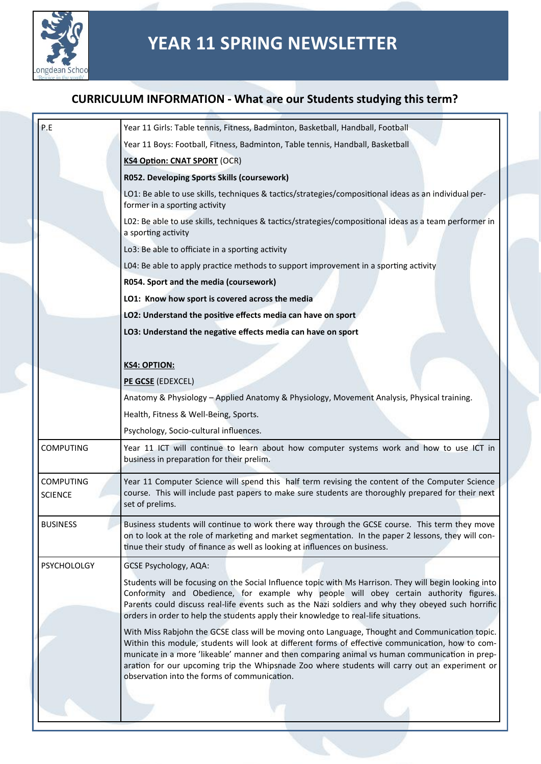# YEAR 11 SPRING NEWSLETTER

## CURRICULUM INFORMATION - What are our Students studying this term?

| | |
|---|---|
| P.E | Year 11 Girls: Table tennis, Fitness, Badminton, Basketball, Handball, Football<br><br>Year 11 Boys: Football, Fitness, Badminton, Table tennis, Handball, Basketball<br><br>**KS4 Option: CNAT SPORT** (OCR)<br><br>**R052. Developing Sports Skills (coursework)**<br><br>LO1: Be able to use skills, techniques & tactics/strategies/compositional ideas as an individual performer in a sporting activity<br><br>L02: Be able to use skills, techniques & tactics/strategies/compositional ideas as a team performer in a sporting activity<br><br>Lo3: Be able to officiate in a sporting activity<br><br>L04: Be able to apply practice methods to support improvement in a sporting activity<br><br>**R054. Sport and the media (coursework)**<br><br>**LO1: Know how sport is covered across the media**<br><br>**LO2: Understand the positive effects media can have on sport**<br><br>**LO3: Understand the negative effects media can have on sport**<br><br>**KS4: OPTION:**<br><br>**PE GCSE** (EDEXCEL)<br><br>Anatomy & Physiology – Applied Anatomy & Physiology, Movement Analysis, Physical training.<br><br>Health, Fitness & Well-Being, Sports.<br><br>Psychology, Socio-cultural influences. |
| COMPUTING | Year 11 ICT will continue to learn about how computer systems work and how to use ICT in business in preparation for their prelim. |
| COMPUTING SCIENCE | Year 11 Computer Science will spend this half term revising the content of the Computer Science course. This will include past papers to make sure students are thoroughly prepared for their next set of prelims. |
| BUSINESS | Business students will continue to work there way through the GCSE course. This term they move on to look at the role of marketing and market segmentation. In the paper 2 lessons, they will continue their study of finance as well as looking at influences on business. |
| PSYCHOLOLGY | GCSE Psychology, AQA:<br><br>Students will be focusing on the Social Influence topic with Ms Harrison. They will begin looking into Conformity and Obedience, for example why people will obey certain authority figures. Parents could discuss real-life events such as the Nazi soldiers and why they obeyed such horrific orders in order to help the students apply their knowledge to real-life situations.<br><br>With Miss Rabjohn the GCSE class will be moving onto Language, Thought and Communication topic. Within this module, students will look at different forms of effective communication, how to communicate in a more 'likeable' manner and then comparing animal vs human communication in preparation for our upcoming trip the Whipsnade Zoo where students will carry out an experiment or observation into the forms of communication. |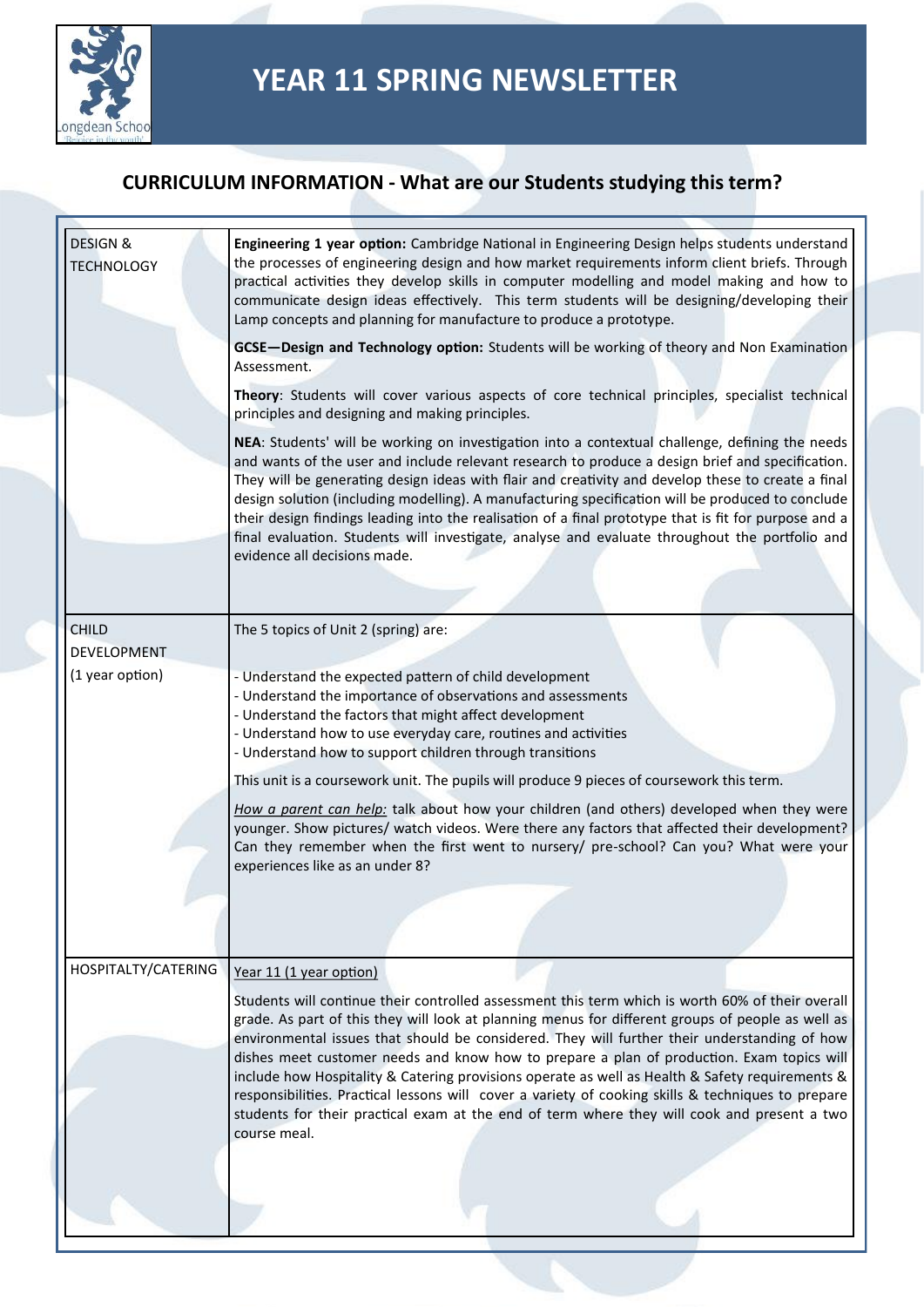# YEAR 11 SPRING NEWSLETTER

## CURRICULUM INFORMATION - What are our Students studying this term?

| | |
|---|---|
| DESIGN & TECHNOLOGY | **Engineering 1 year option:** Cambridge National in Engineering Design helps students understand the processes of engineering design and how market requirements inform client briefs. Through practical activities they develop skills in computer modelling and model making and how to communicate design ideas effectively. This term students will be designing/developing their Lamp concepts and planning for manufacture to produce a prototype.<br><br>**GCSE—Design and Technology option:** Students will be working of theory and Non Examination Assessment.<br><br>**Theory**: Students will cover various aspects of core technical principles, specialist technical principles and designing and making principles.<br><br>**NEA**: Students' will be working on investigation into a contextual challenge, defining the needs and wants of the user and include relevant research to produce a design brief and specification. They will be generating design ideas with flair and creativity and develop these to create a final design solution (including modelling). A manufacturing specification will be produced to conclude their design findings leading into the realisation of a final prototype that is fit for purpose and a final evaluation. Students will investigate, analyse and evaluate throughout the portfolio and evidence all decisions made. |
| CHILD DEVELOPMENT<br><br>(1 year option) | The 5 topics of Unit 2 (spring) are:<br><br>- Understand the expected pattern of child development<br>- Understand the importance of observations and assessments<br>- Understand the factors that might affect development<br>- Understand how to use everyday care, routines and activities<br>- Understand how to support children through transitions<br><br>This unit is a coursework unit. The pupils will produce 9 pieces of coursework this term.<br><br>*How a parent can help:* talk about how your children (and others) developed when they were younger. Show pictures/ watch videos. Were there any factors that affected their development? Can they remember when the first went to nursery/ pre-school? Can you? What were your experiences like as an under 8? |
| HOSPITALTY/CATERING | Year 11 (1 year option)<br><br>Students will continue their controlled assessment this term which is worth 60% of their overall grade. As part of this they will look at planning menus for different groups of people as well as environmental issues that should be considered. They will further their understanding of how dishes meet customer needs and know how to prepare a plan of production. Exam topics will include how Hospitality & Catering provisions operate as well as Health & Safety requirements & responsibilities. Practical lessons will cover a variety of cooking skills & techniques to prepare students for their practical exam at the end of term where they will cook and present a two course meal. |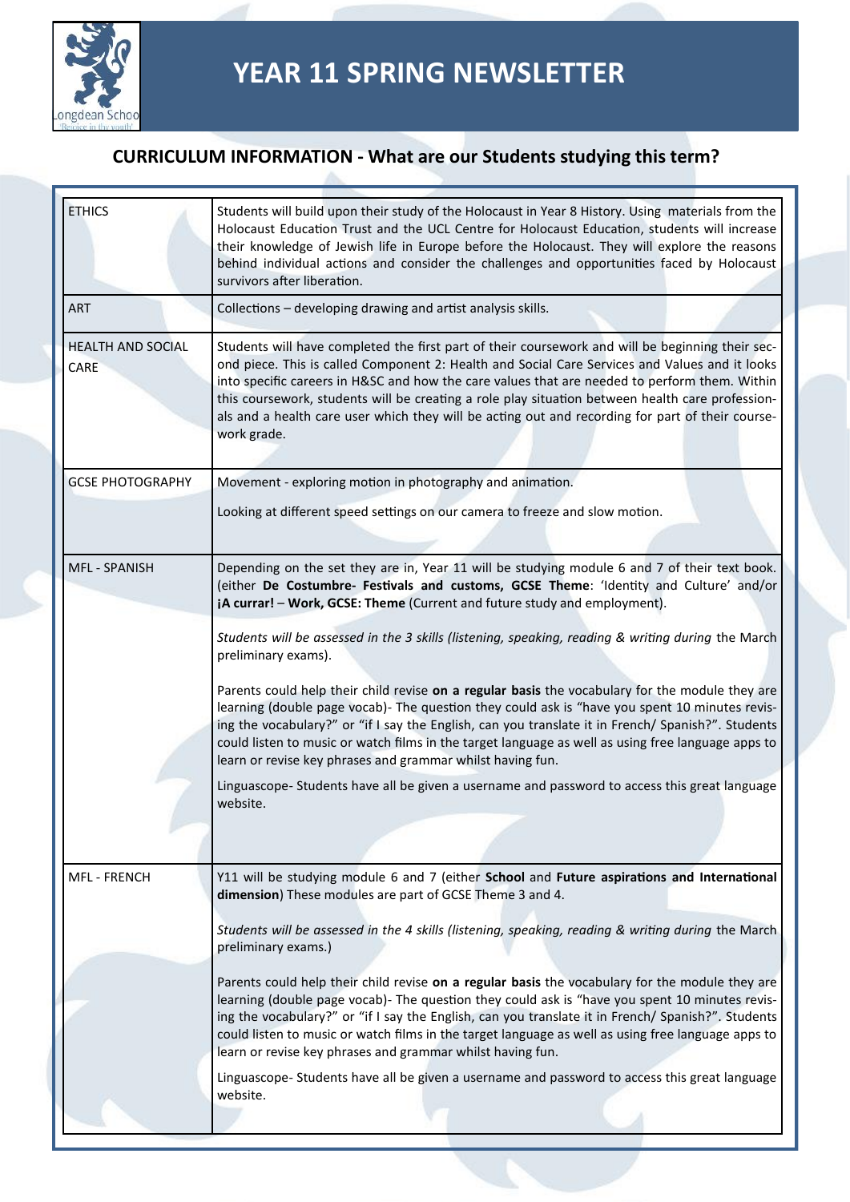# YEAR 11 SPRING NEWSLETTER

## CURRICULUM INFORMATION - What are our Students studying this term?

| | |
|---|---|
| ETHICS | Students will build upon their study of the Holocaust in Year 8 History. Using materials from the Holocaust Education Trust and the UCL Centre for Holocaust Education, students will increase their knowledge of Jewish life in Europe before the Holocaust. They will explore the reasons behind individual actions and consider the challenges and opportunities faced by Holocaust survivors after liberation. |
| ART | Collections – developing drawing and artist analysis skills. |
| HEALTH AND SOCIAL CARE | Students will have completed the first part of their coursework and will be beginning their second piece. This is called Component 2: Health and Social Care Services and Values and it looks into specific careers in H&SC and how the care values that are needed to perform them. Within this coursework, students will be creating a role play situation between health care professionals and a health care user which they will be acting out and recording for part of their coursework grade. |
| GCSE PHOTOGRAPHY | Movement - exploring motion in photography and animation.<br><br>Looking at different speed settings on our camera to freeze and slow motion. |
| MFL - SPANISH | Depending on the set they are in, Year 11 will be studying module 6 and 7 of their text book. (either **De Costumbre- Festivals and customs, GCSE Theme**: 'Identity and Culture' and/or **¡A currar! – Work, GCSE: Theme** (Current and future study and employment).<br><br>*Students will be assessed in the 3 skills (listening, speaking, reading & writing during* the March preliminary exams).<br><br>Parents could help their child revise **on a regular basis** the vocabulary for the module they are learning (double page vocab)- The question they could ask is "have you spent 10 minutes revising the vocabulary?" or "if I say the English, can you translate it in French/ Spanish?". Students could listen to music or watch films in the target language as well as using free language apps to learn or revise key phrases and grammar whilst having fun.<br><br>Linguascope- Students have all be given a username and password to access this great language website. |
| MFL - FRENCH | Y11 will be studying module 6 and 7 (either **School** and **Future aspirations and International dimension**) These modules are part of GCSE Theme 3 and 4.<br><br>*Students will be assessed in the 4 skills (listening, speaking, reading & writing during* the March preliminary exams.)<br><br>Parents could help their child revise **on a regular basis** the vocabulary for the module they are learning (double page vocab)- The question they could ask is "have you spent 10 minutes revising the vocabulary?" or "if I say the English, can you translate it in French/ Spanish?". Students could listen to music or watch films in the target language as well as using free language apps to learn or revise key phrases and grammar whilst having fun.<br><br>Linguascope- Students have all be given a username and password to access this great language website. |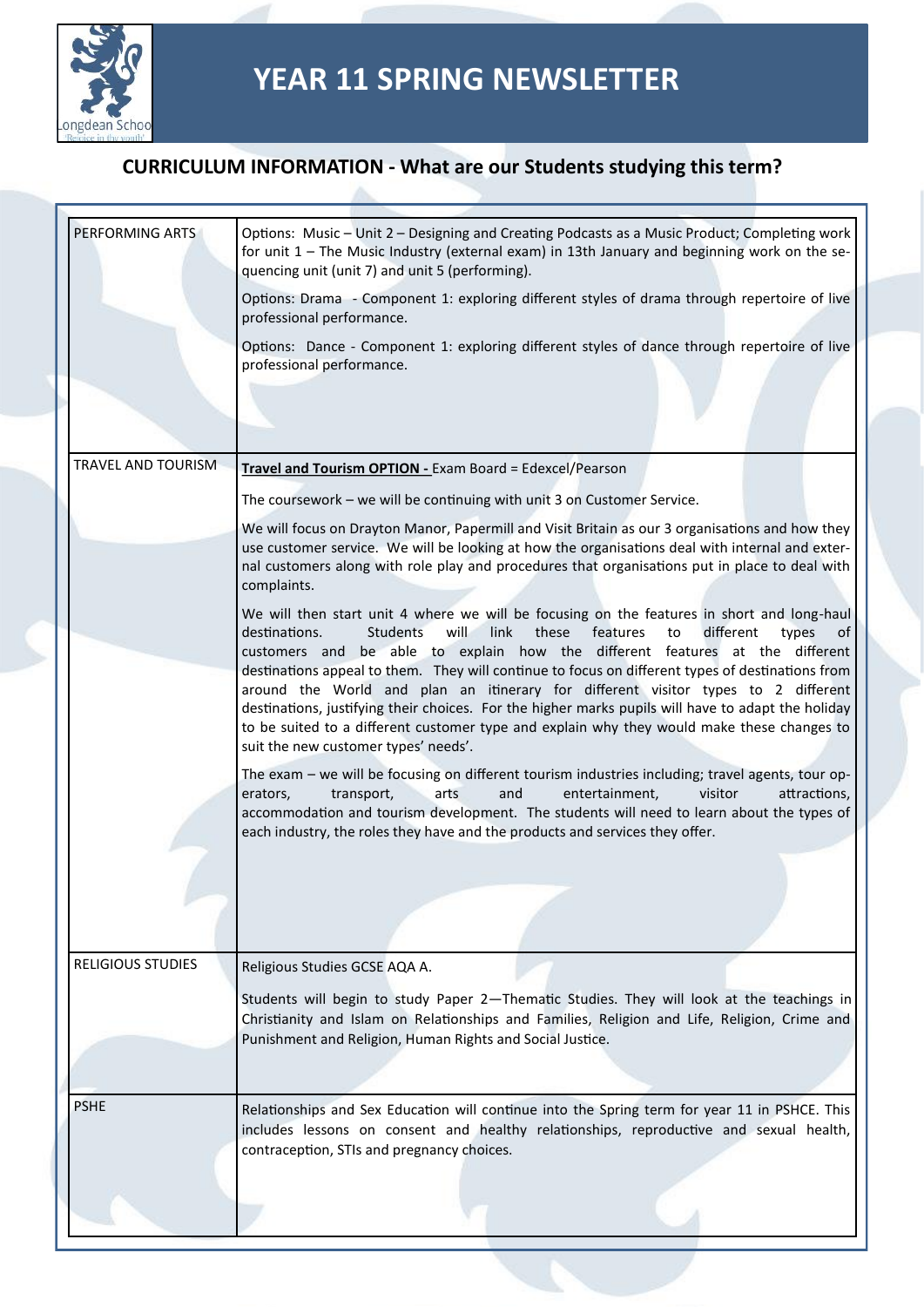# YEAR 11 SPRING NEWSLETTER

## CURRICULUM INFORMATION - What are our Students studying this term?

| | |
|---|---|
| PERFORMING ARTS | Options: Music – Unit 2 – Designing and Creating Podcasts as a Music Product; Completing work for unit 1 – The Music Industry (external exam) in 13th January and beginning work on the sequencing unit (unit 7) and unit 5 (performing).<br><br>Options: Drama - Component 1: exploring different styles of drama through repertoire of live professional performance.<br><br>Options: Dance - Component 1: exploring different styles of dance through repertoire of live professional performance. |
| TRAVEL AND TOURISM | **Travel and Tourism OPTION -** Exam Board = Edexcel/Pearson<br><br>The coursework – we will be continuing with unit 3 on Customer Service.<br><br>We will focus on Drayton Manor, Papermill and Visit Britain as our 3 organisations and how they use customer service. We will be looking at how the organisations deal with internal and external customers along with role play and procedures that organisations put in place to deal with complaints.<br><br>We will then start unit 4 where we will be focusing on the features in short and long-haul destinations. Students will link these features to different types of customers and be able to explain how the different features at the different destinations appeal to them. They will continue to focus on different types of destinations from around the World and plan an itinerary for different visitor types to 2 different destinations, justifying their choices. For the higher marks pupils will have to adapt the holiday to be suited to a different customer type and explain why they would make these changes to suit the new customer types' needs'.<br><br>The exam – we will be focusing on different tourism industries including; travel agents, tour operators, transport, arts and entertainment, visitor attractions, accommodation and tourism development. The students will need to learn about the types of each industry, the roles they have and the products and services they offer. |
| RELIGIOUS STUDIES | Religious Studies GCSE AQA A.<br><br>Students will begin to study Paper 2—Thematic Studies. They will look at the teachings in Christianity and Islam on Relationships and Families, Religion and Life, Religion, Crime and Punishment and Religion, Human Rights and Social Justice. |
| PSHE | Relationships and Sex Education will continue into the Spring term for year 11 in PSHCE. This includes lessons on consent and healthy relationships, reproductive and sexual health, contraception, STIs and pregnancy choices. |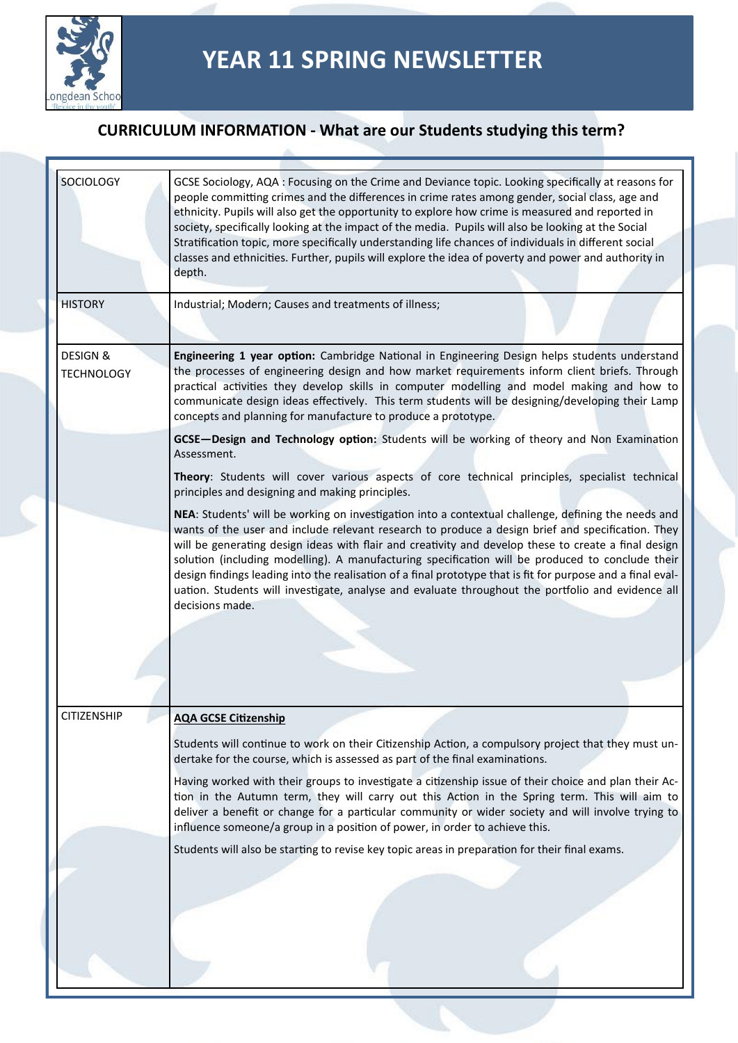# YEAR 11 SPRING NEWSLETTER

## CURRICULUM INFORMATION - What are our Students studying this term?

| Subject | Content |
|---|---|
| SOCIOLOGY | GCSE Sociology, AQA : Focusing on the Crime and Deviance topic. Looking specifically at reasons for people committing crimes and the differences in crime rates among gender, social class, age and ethnicity. Pupils will also get the opportunity to explore how crime is measured and reported in society, specifically looking at the impact of the media. Pupils will also be looking at the Social Stratification topic, more specifically understanding life chances of individuals in different social classes and ethnicities. Further, pupils will explore the idea of poverty and power and authority in depth. |
| HISTORY | Industrial; Modern; Causes and treatments of illness; |
| DESIGN & TECHNOLOGY | **Engineering 1 year option:** Cambridge National in Engineering Design helps students understand the processes of engineering design and how market requirements inform client briefs. Through practical activities they develop skills in computer modelling and model making and how to communicate design ideas effectively. This term students will be designing/developing their Lamp concepts and planning for manufacture to produce a prototype.<br><br>**GCSE—Design and Technology option:** Students will be working of theory and Non Examination Assessment.<br><br>**Theory**: Students will cover various aspects of core technical principles, specialist technical principles and designing and making principles.<br><br>**NEA**: Students' will be working on investigation into a contextual challenge, defining the needs and wants of the user and include relevant research to produce a design brief and specification. They will be generating design ideas with flair and creativity and develop these to create a final design solution (including modelling). A manufacturing specification will be produced to conclude their design findings leading into the realisation of a final prototype that is fit for purpose and a final evaluation. Students will investigate, analyse and evaluate throughout the portfolio and evidence all decisions made. |
| CITIZENSHIP | **AQA GCSE Citizenship**<br><br>Students will continue to work on their Citizenship Action, a compulsory project that they must undertake for the course, which is assessed as part of the final examinations.<br><br>Having worked with their groups to investigate a citizenship issue of their choice and plan their Action in the Autumn term, they will carry out this Action in the Spring term. This will aim to deliver a benefit or change for a particular community or wider society and will involve trying to influence someone/a group in a position of power, in order to achieve this.<br><br>Students will also be starting to revise key topic areas in preparation for their final exams. |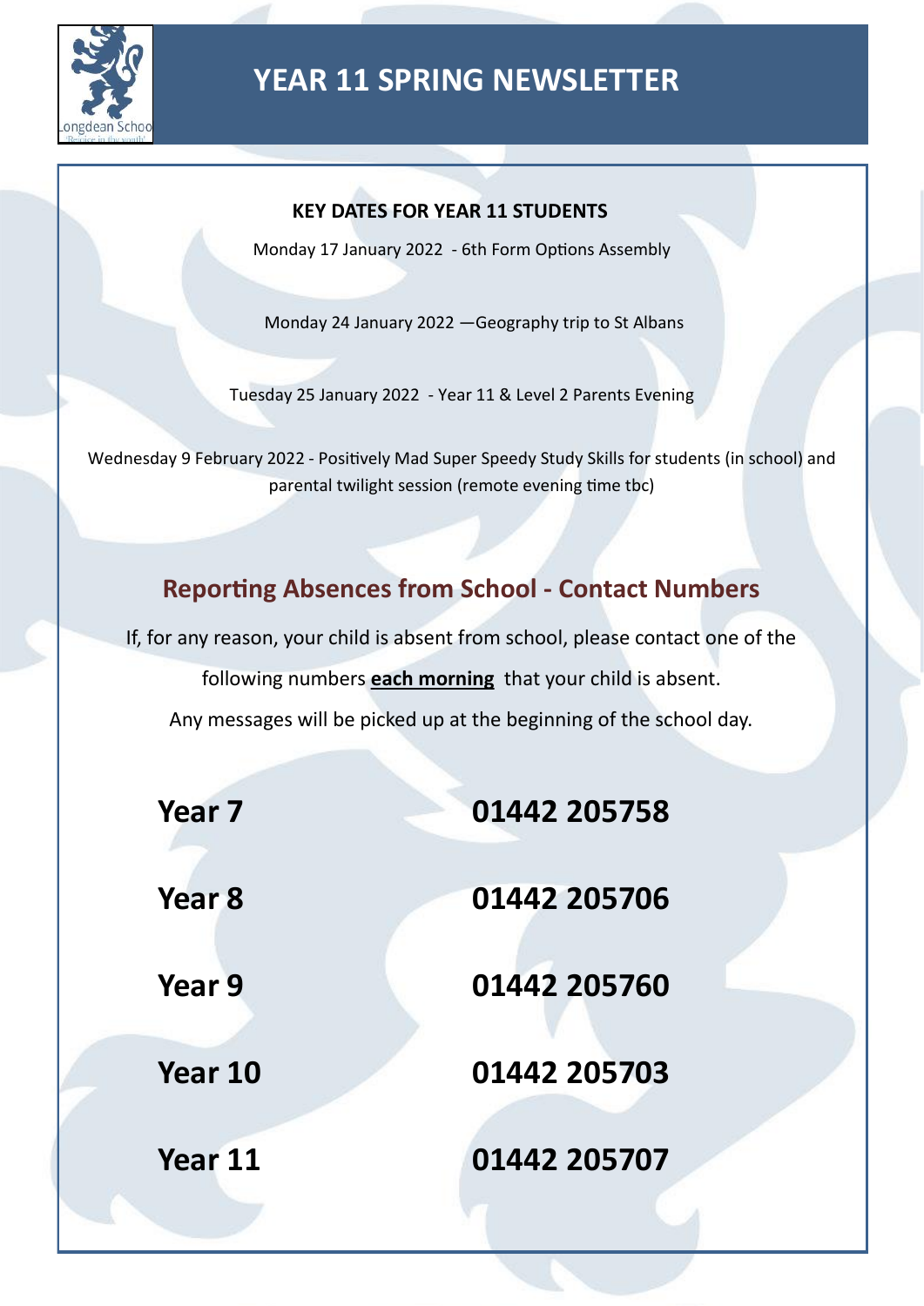# YEAR 11 SPRING NEWSLETTER

**KEY DATES FOR YEAR 11 STUDENTS**

Monday 17 January 2022 - 6th Form Options Assembly

Monday 24 January 2022 —Geography trip to St Albans

Tuesday 25 January 2022 - Year 11 & Level 2 Parents Evening

Wednesday 9 February 2022 - Positively Mad Super Speedy Study Skills for students (in school) and parental twilight session (remote evening time tbc)

## Reporting Absences from School - Contact Numbers

If, for any reason, your child is absent from school, please contact one of the following numbers **each morning** that your child is absent.

Any messages will be picked up at the beginning of the school day.

| | |
|---|---|
| **Year 7** | **01442 205758** |
| **Year 8** | **01442 205706** |
| **Year 9** | **01442 205760** |
| **Year 10** | **01442 205703** |
| **Year 11** | **01442 205707** |